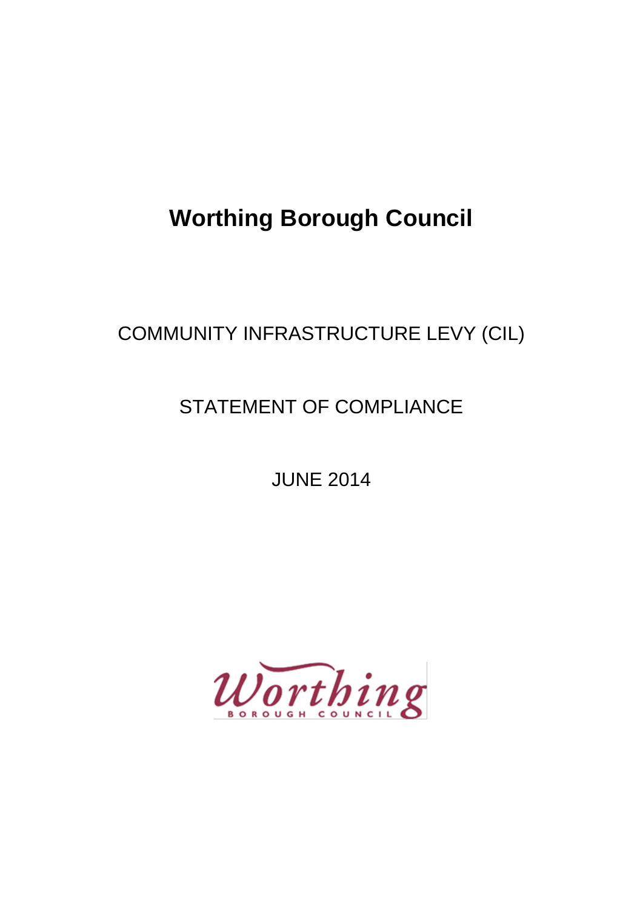# Worthing Borough Council

COMMUNITY INFRASTRUCTURE LEVY (CIL)

STATEMENT OF COMPLIANCE

JUNE 2014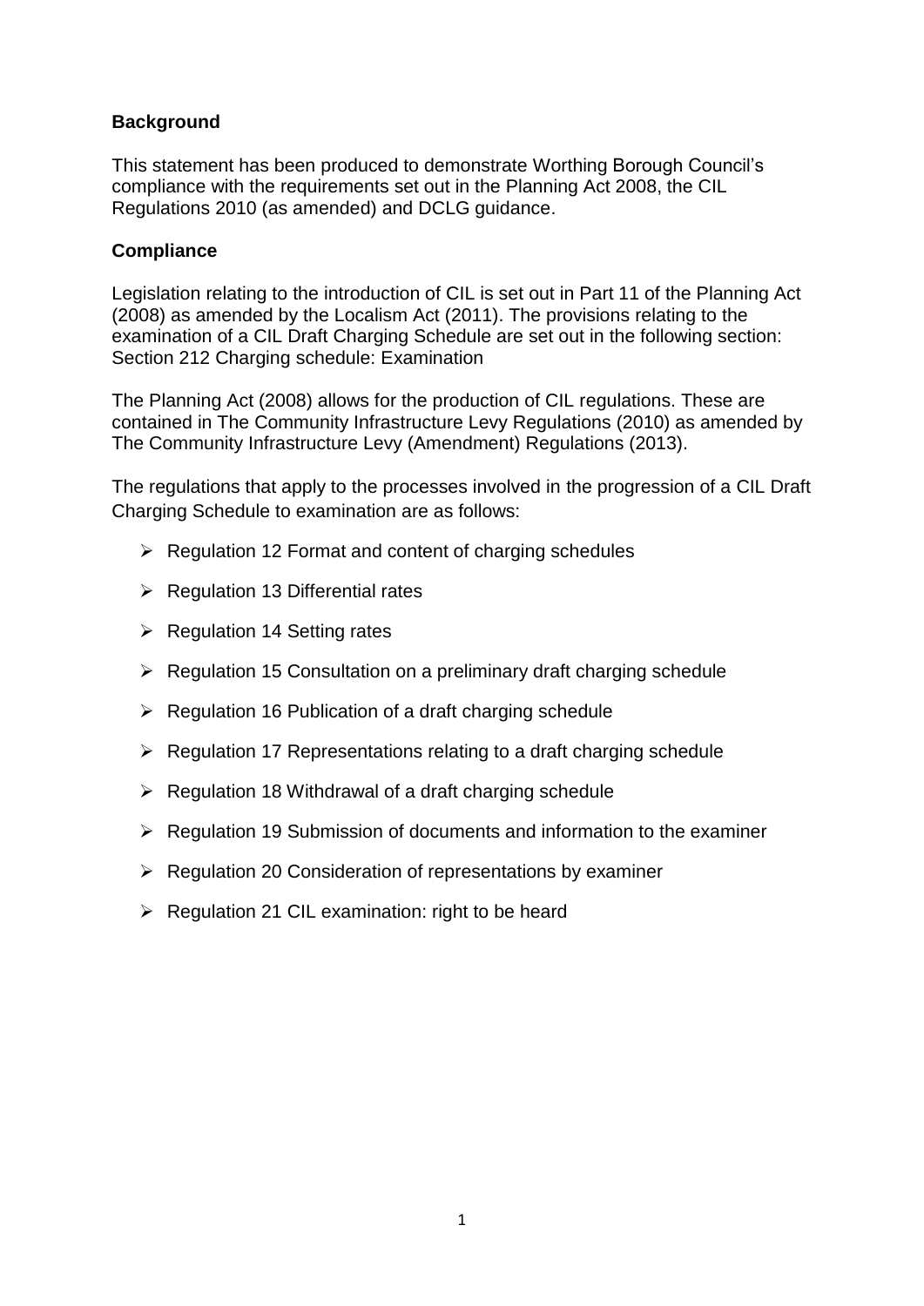**Background**

This statement has been produced to demonstrate Worthing Borough Council's compliance with the requirements set out in the Planning Act 2008, the CIL Regulations 2010 (as amended) and DCLG guidance.

**Compliance**

Legislation relating to the introduction of CIL is set out in Part 11 of the Planning Act (2008) as amended by the Localism Act (2011). The provisions relating to the examination of a CIL Draft Charging Schedule are set out in the following section: Section 212 Charging schedule: Examination

The Planning Act (2008) allows for the production of CIL regulations. These are contained in The Community Infrastructure Levy Regulations (2010) as amended by The Community Infrastructure Levy (Amendment) Regulations (2013).

The regulations that apply to the processes involved in the progression of a CIL Draft Charging Schedule to examination are as follows:

- Regulation 12 Format and content of charging schedules
- Regulation 13 Differential rates
- Regulation 14 Setting rates
- Regulation 15 Consultation on a preliminary draft charging schedule
- Regulation 16 Publication of a draft charging schedule
- Regulation 17 Representations relating to a draft charging schedule
- Regulation 18 Withdrawal of a draft charging schedule
- Regulation 19 Submission of documents and information to the examiner
- Regulation 20 Consideration of representations by examiner
- Regulation 21 CIL examination: right to be heard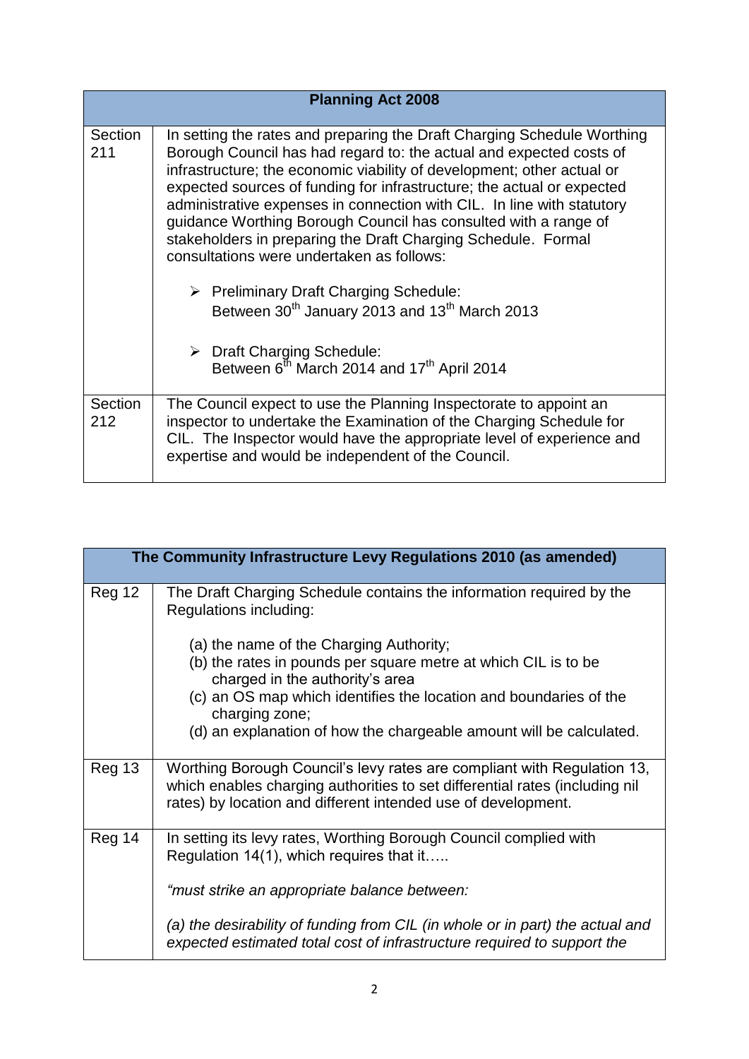| Planning Act 2008 | |
|---|---|
| Section 211 | In setting the rates and preparing the Draft Charging Schedule Worthing Borough Council has had regard to: the actual and expected costs of infrastructure; the economic viability of development; other actual or expected sources of funding for infrastructure; the actual or expected administrative expenses in connection with CIL. In line with statutory guidance Worthing Borough Council has consulted with a range of stakeholders in preparing the Draft Charging Schedule. Formal consultations were undertaken as follows:<br><br>➢ Preliminary Draft Charging Schedule: Between 30th January 2013 and 13th March 2013<br><br>➢ Draft Charging Schedule: Between 6th March 2014 and 17th April 2014 |
| Section 212 | The Council expect to use the Planning Inspectorate to appoint an inspector to undertake the Examination of the Charging Schedule for CIL. The Inspector would have the appropriate level of experience and expertise and would be independent of the Council. |

| The Community Infrastructure Levy Regulations 2010 (as amended) | |
|---|---|
| Reg 12 | The Draft Charging Schedule contains the information required by the Regulations including:<br><br>(a) the name of the Charging Authority;<br>(b) the rates in pounds per square metre at which CIL is to be charged in the authority's area<br>(c) an OS map which identifies the location and boundaries of the charging zone;<br>(d) an explanation of how the chargeable amount will be calculated. |
| Reg 13 | Worthing Borough Council's levy rates are compliant with Regulation 13, which enables charging authorities to set differential rates (including nil rates) by location and different intended use of development. |
| Reg 14 | In setting its levy rates, Worthing Borough Council complied with Regulation 14(1), which requires that it…..<br><br>*"must strike an appropriate balance between:*<br><br>*(a) the desirability of funding from CIL (in whole or in part) the actual and expected estimated total cost of infrastructure required to support the* |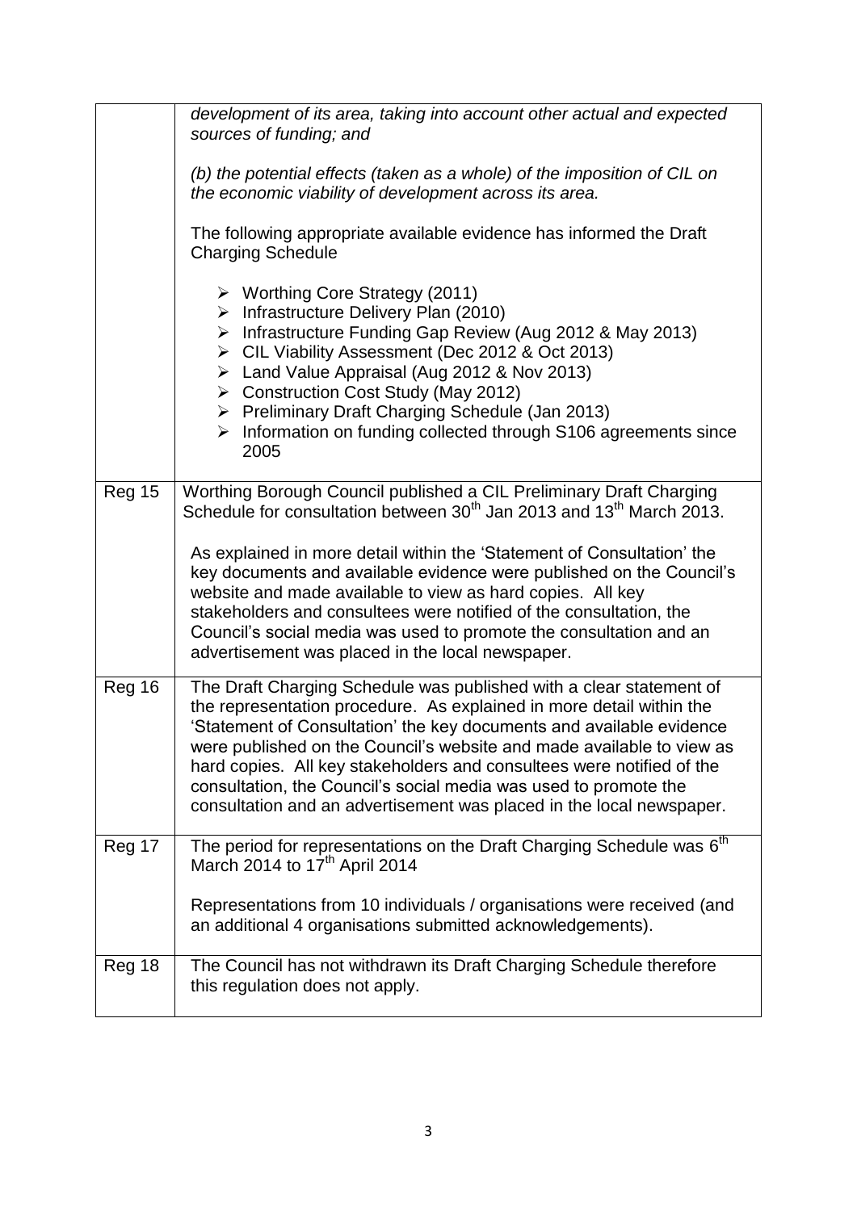| | |
|---|---|
| | *development of its area, taking into account other actual and expected sources of funding; and*<br><br>*(b) the potential effects (taken as a whole) of the imposition of CIL on the economic viability of development across its area.*<br><br>The following appropriate available evidence has informed the Draft Charging Schedule<br><br>➢ Worthing Core Strategy (2011)<br>➢ Infrastructure Delivery Plan (2010)<br>➢ Infrastructure Funding Gap Review (Aug 2012 & May 2013)<br>➢ CIL Viability Assessment (Dec 2012 & Oct 2013)<br>➢ Land Value Appraisal (Aug 2012 & Nov 2013)<br>➢ Construction Cost Study (May 2012)<br>➢ Preliminary Draft Charging Schedule (Jan 2013)<br>➢ Information on funding collected through S106 agreements since 2005 |
| Reg 15 | Worthing Borough Council published a CIL Preliminary Draft Charging Schedule for consultation between 30th Jan 2013 and 13th March 2013.<br><br>As explained in more detail within the 'Statement of Consultation' the key documents and available evidence were published on the Council's website and made available to view as hard copies. All key stakeholders and consultees were notified of the consultation, the Council's social media was used to promote the consultation and an advertisement was placed in the local newspaper. |
| Reg 16 | The Draft Charging Schedule was published with a clear statement of the representation procedure. As explained in more detail within the 'Statement of Consultation' the key documents and available evidence were published on the Council's website and made available to view as hard copies. All key stakeholders and consultees were notified of the consultation, the Council's social media was used to promote the consultation and an advertisement was placed in the local newspaper. |
| Reg 17 | The period for representations on the Draft Charging Schedule was 6th March 2014 to 17th April 2014<br><br>Representations from 10 individuals / organisations were received (and an additional 4 organisations submitted acknowledgements). |
| Reg 18 | The Council has not withdrawn its Draft Charging Schedule therefore this regulation does not apply. |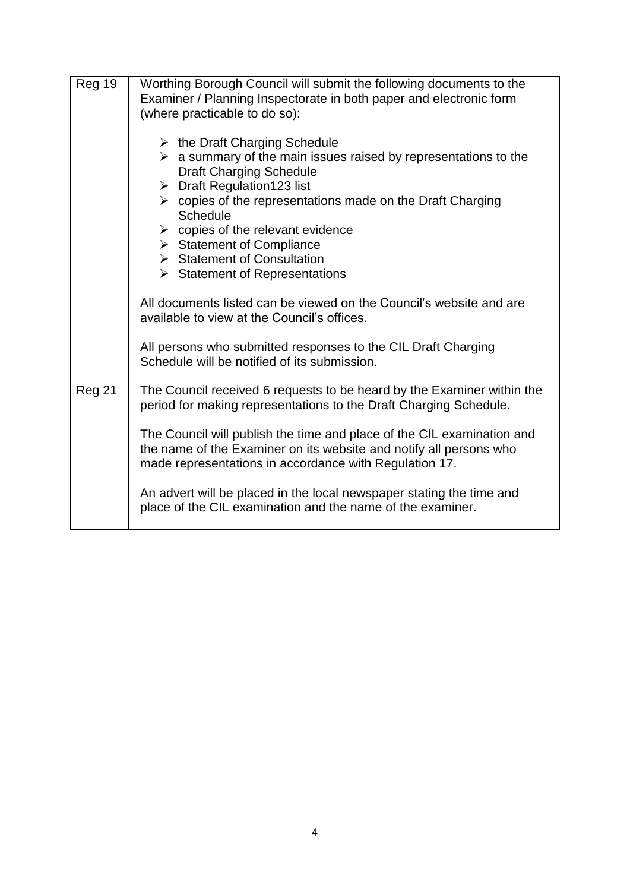| | |
|---|---|
| Reg 19 | Worthing Borough Council will submit the following documents to the Examiner / Planning Inspectorate in both paper and electronic form (where practicable to do so):<br><br>➢ the Draft Charging Schedule<br>➢ a summary of the main issues raised by representations to the Draft Charging Schedule<br>➢ Draft Regulation123 list<br>➢ copies of the representations made on the Draft Charging Schedule<br>➢ copies of the relevant evidence<br>➢ Statement of Compliance<br>➢ Statement of Consultation<br>➢ Statement of Representations<br><br>All documents listed can be viewed on the Council's website and are available to view at the Council's offices.<br><br>All persons who submitted responses to the CIL Draft Charging Schedule will be notified of its submission. |
| Reg 21 | The Council received 6 requests to be heard by the Examiner within the period for making representations to the Draft Charging Schedule.<br><br>The Council will publish the time and place of the CIL examination and the name of the Examiner on its website and notify all persons who made representations in accordance with Regulation 17.<br><br>An advert will be placed in the local newspaper stating the time and place of the CIL examination and the name of the examiner. |